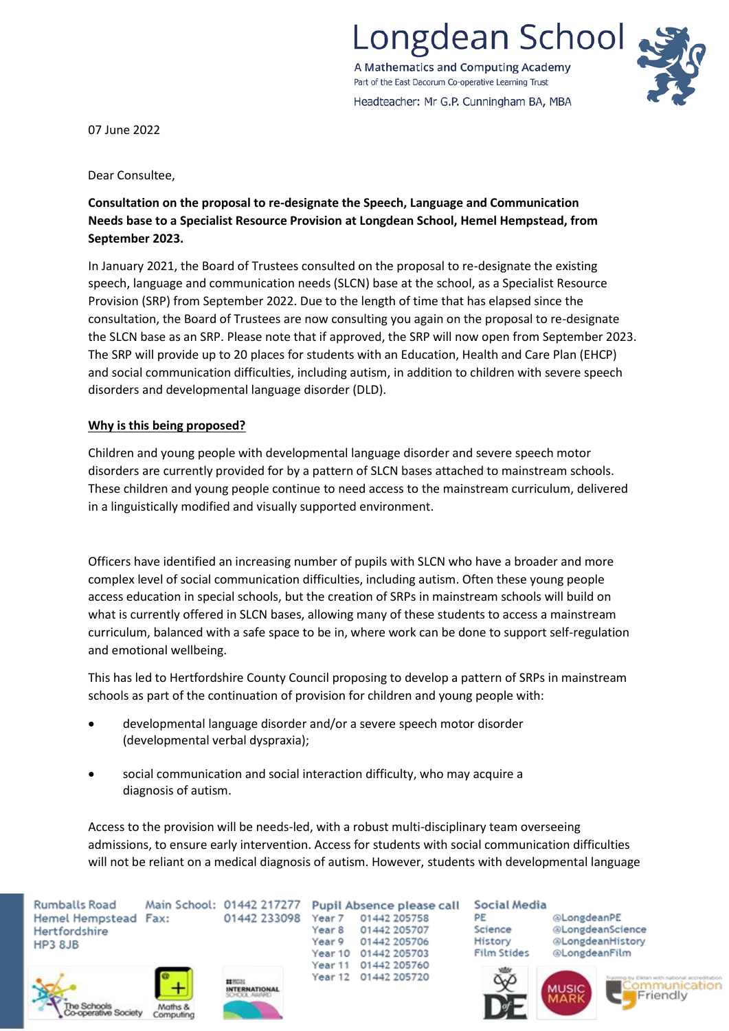Longdean School

A Mathematics and Computing Academy

Part of the East Dacorum Co-operative Learning Trust

Headteacher: Mr G.P. Cunningham BA, MBA

07 June 2022

Dear Consultee,

**Consultation on the proposal to re-designate the Speech, Language and Communication Needs base to a Specialist Resource Provision at Longdean School, Hemel Hempstead, from September 2023.**

In January 2021, the Board of Trustees consulted on the proposal to re-designate the existing speech, language and communication needs (SLCN) base at the school, as a Specialist Resource Provision (SRP) from September 2022. Due to the length of time that has elapsed since the consultation, the Board of Trustees are now consulting you again on the proposal to re-designate the SLCN base as an SRP. Please note that if approved, the SRP will now open from September 2023. The SRP will provide up to 20 places for students with an Education, Health and Care Plan (EHCP) and social communication difficulties, including autism, in addition to children with severe speech disorders and developmental language disorder (DLD).

**<u>Why is this being proposed?</u>**

Children and young people with developmental language disorder and severe speech motor disorders are currently provided for by a pattern of SLCN bases attached to mainstream schools. These children and young people continue to need access to the mainstream curriculum, delivered in a linguistically modified and visually supported environment.

Officers have identified an increasing number of pupils with SLCN who have a broader and more complex level of social communication difficulties, including autism. Often these young people access education in special schools, but the creation of SRPs in mainstream schools will build on what is currently offered in SLCN bases, allowing many of these students to access a mainstream curriculum, balanced with a safe space to be in, where work can be done to support self-regulation and emotional wellbeing.

This has led to Hertfordshire County Council proposing to develop a pattern of SRPs in mainstream schools as part of the continuation of provision for children and young people with:

- developmental language disorder and/or a severe speech motor disorder (developmental verbal dyspraxia);
- social communication and social interaction difficulty, who may acquire a diagnosis of autism.

Access to the provision will be needs-led, with a robust multi-disciplinary team overseeing admissions, to ensure early intervention. Access for students with social communication difficulties will not be reliant on a medical diagnosis of autism. However, students with developmental language

Rumballs Road
Hemel Hempstead
Hertfordshire
HP3 8JB

Main School: 01442 217277
Fax: 01442 233098

Pupil Absence please call

| | |
|---|---|
| Year 7 | 01442 205758 |
| Year 8 | 01442 205707 |
| Year 9 | 01442 205706 |
| Year 10 | 01442 205703 |
| Year 11 | 01442 205760 |
| Year 12 | 01442 205720 |

Social Media

| | |
|---|---|
| PE | @LongdeanPE |
| Science | @LongdeanScience |
| History | @LongdeanHistory |
| Film Stides | @LongdeanFilm |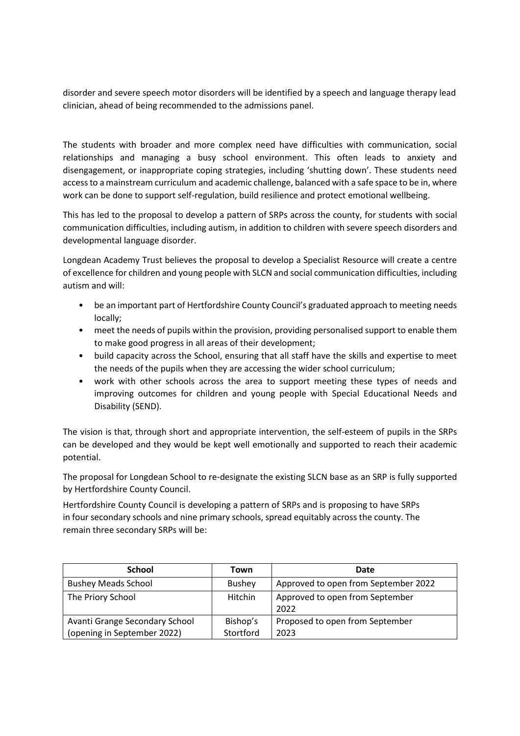disorder and severe speech motor disorders will be identified by a speech and language therapy lead clinician, ahead of being recommended to the admissions panel.

The students with broader and more complex need have difficulties with communication, social relationships and managing a busy school environment. This often leads to anxiety and disengagement, or inappropriate coping strategies, including 'shutting down'. These students need access to a mainstream curriculum and academic challenge, balanced with a safe space to be in, where work can be done to support self-regulation, build resilience and protect emotional wellbeing.

This has led to the proposal to develop a pattern of SRPs across the county, for students with social communication difficulties, including autism, in addition to children with severe speech disorders and developmental language disorder.

Longdean Academy Trust believes the proposal to develop a Specialist Resource will create a centre of excellence for children and young people with SLCN and social communication difficulties, including autism and will:

- be an important part of Hertfordshire County Council's graduated approach to meeting needs locally;
- meet the needs of pupils within the provision, providing personalised support to enable them to make good progress in all areas of their development;
- build capacity across the School, ensuring that all staff have the skills and expertise to meet the needs of the pupils when they are accessing the wider school curriculum;
- work with other schools across the area to support meeting these types of needs and improving outcomes for children and young people with Special Educational Needs and Disability (SEND).

The vision is that, through short and appropriate intervention, the self-esteem of pupils in the SRPs can be developed and they would be kept well emotionally and supported to reach their academic potential.

The proposal for Longdean School to re-designate the existing SLCN base as an SRP is fully supported by Hertfordshire County Council.

Hertfordshire County Council is developing a pattern of SRPs and is proposing to have SRPs in four secondary schools and nine primary schools, spread equitably across the county. The remain three secondary SRPs will be:

| School | Town | Date |
|---|---|---|
| Bushey Meads School | Bushey | Approved to open from September 2022 |
| The Priory School | Hitchin | Approved to open from September 2022 |
| Avanti Grange Secondary School (opening in September 2022) | Bishop's Stortford | Proposed to open from September 2023 |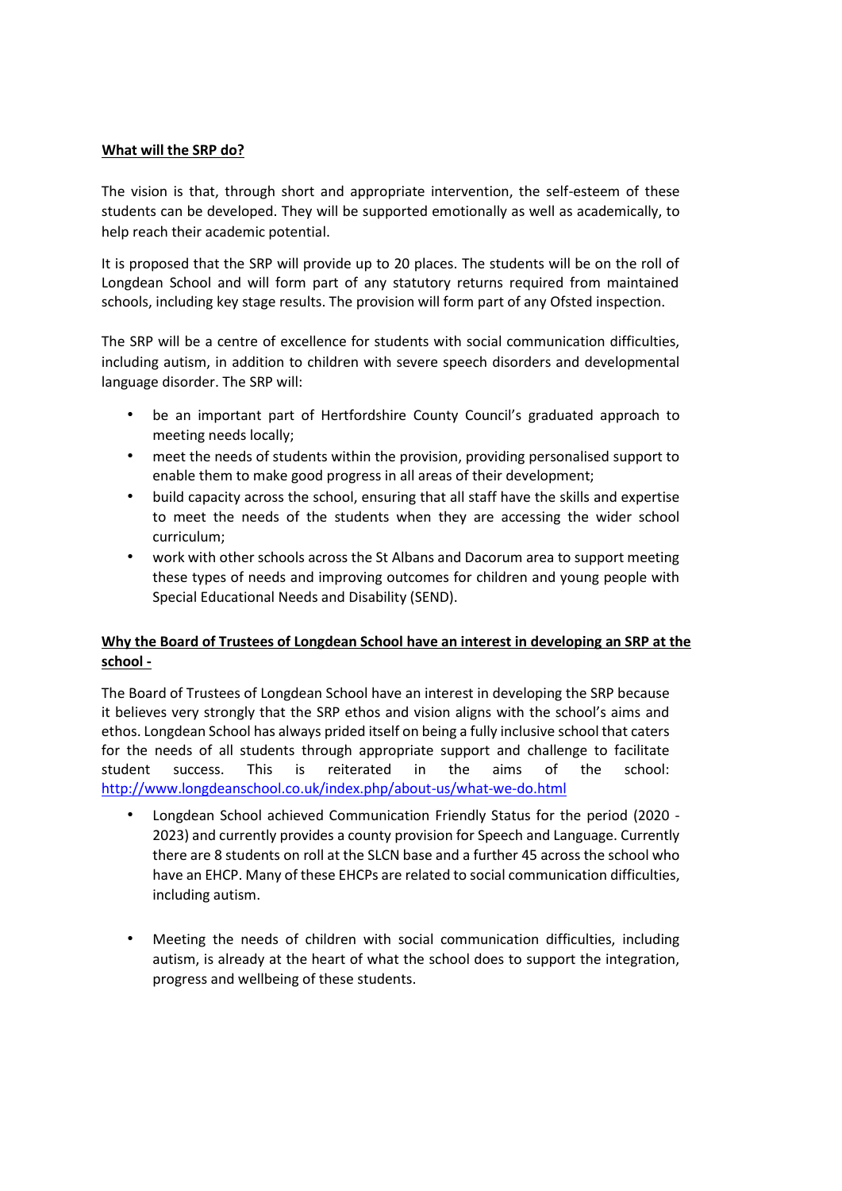**What will the SRP do?**

The vision is that, through short and appropriate intervention, the self-esteem of these students can be developed. They will be supported emotionally as well as academically, to help reach their academic potential.

It is proposed that the SRP will provide up to 20 places. The students will be on the roll of Longdean School and will form part of any statutory returns required from maintained schools, including key stage results. The provision will form part of any Ofsted inspection.

The SRP will be a centre of excellence for students with social communication difficulties, including autism, in addition to children with severe speech disorders and developmental language disorder. The SRP will:

- be an important part of Hertfordshire County Council's graduated approach to meeting needs locally;
- meet the needs of students within the provision, providing personalised support to enable them to make good progress in all areas of their development;
- build capacity across the school, ensuring that all staff have the skills and expertise to meet the needs of the students when they are accessing the wider school curriculum;
- work with other schools across the St Albans and Dacorum area to support meeting these types of needs and improving outcomes for children and young people with Special Educational Needs and Disability (SEND).

**Why the Board of Trustees of Longdean School have an interest in developing an SRP at the school -**

The Board of Trustees of Longdean School have an interest in developing the SRP because it believes very strongly that the SRP ethos and vision aligns with the school's aims and ethos. Longdean School has always prided itself on being a fully inclusive school that caters for the needs of all students through appropriate support and challenge to facilitate student success. This is reiterated in the aims of the school: http://www.longdeanschool.co.uk/index.php/about-us/what-we-do.html

- Longdean School achieved Communication Friendly Status for the period (2020 - 2023) and currently provides a county provision for Speech and Language. Currently there are 8 students on roll at the SLCN base and a further 45 across the school who have an EHCP. Many of these EHCPs are related to social communication difficulties, including autism.

- Meeting the needs of children with social communication difficulties, including autism, is already at the heart of what the school does to support the integration, progress and wellbeing of these students.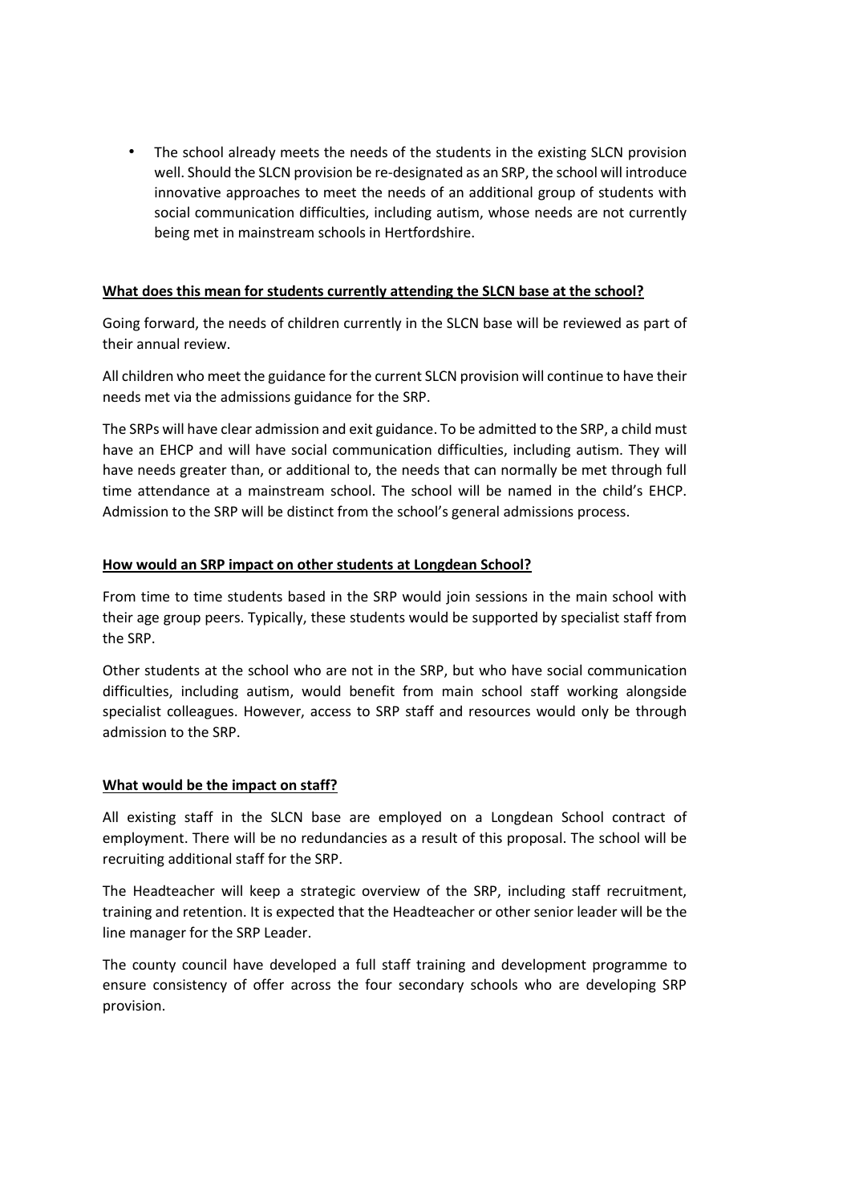- The school already meets the needs of the students in the existing SLCN provision well. Should the SLCN provision be re-designated as an SRP, the school will introduce innovative approaches to meet the needs of an additional group of students with social communication difficulties, including autism, whose needs are not currently being met in mainstream schools in Hertfordshire.

**What does this mean for students currently attending the SLCN base at the school?**

Going forward, the needs of children currently in the SLCN base will be reviewed as part of their annual review.

All children who meet the guidance for the current SLCN provision will continue to have their needs met via the admissions guidance for the SRP.

The SRPs will have clear admission and exit guidance. To be admitted to the SRP, a child must have an EHCP and will have social communication difficulties, including autism. They will have needs greater than, or additional to, the needs that can normally be met through full time attendance at a mainstream school. The school will be named in the child's EHCP. Admission to the SRP will be distinct from the school's general admissions process.

**How would an SRP impact on other students at Longdean School?**

From time to time students based in the SRP would join sessions in the main school with their age group peers. Typically, these students would be supported by specialist staff from the SRP.

Other students at the school who are not in the SRP, but who have social communication difficulties, including autism, would benefit from main school staff working alongside specialist colleagues. However, access to SRP staff and resources would only be through admission to the SRP.

**What would be the impact on staff?**

All existing staff in the SLCN base are employed on a Longdean School contract of employment. There will be no redundancies as a result of this proposal. The school will be recruiting additional staff for the SRP.

The Headteacher will keep a strategic overview of the SRP, including staff recruitment, training and retention. It is expected that the Headteacher or other senior leader will be the line manager for the SRP Leader.

The county council have developed a full staff training and development programme to ensure consistency of offer across the four secondary schools who are developing SRP provision.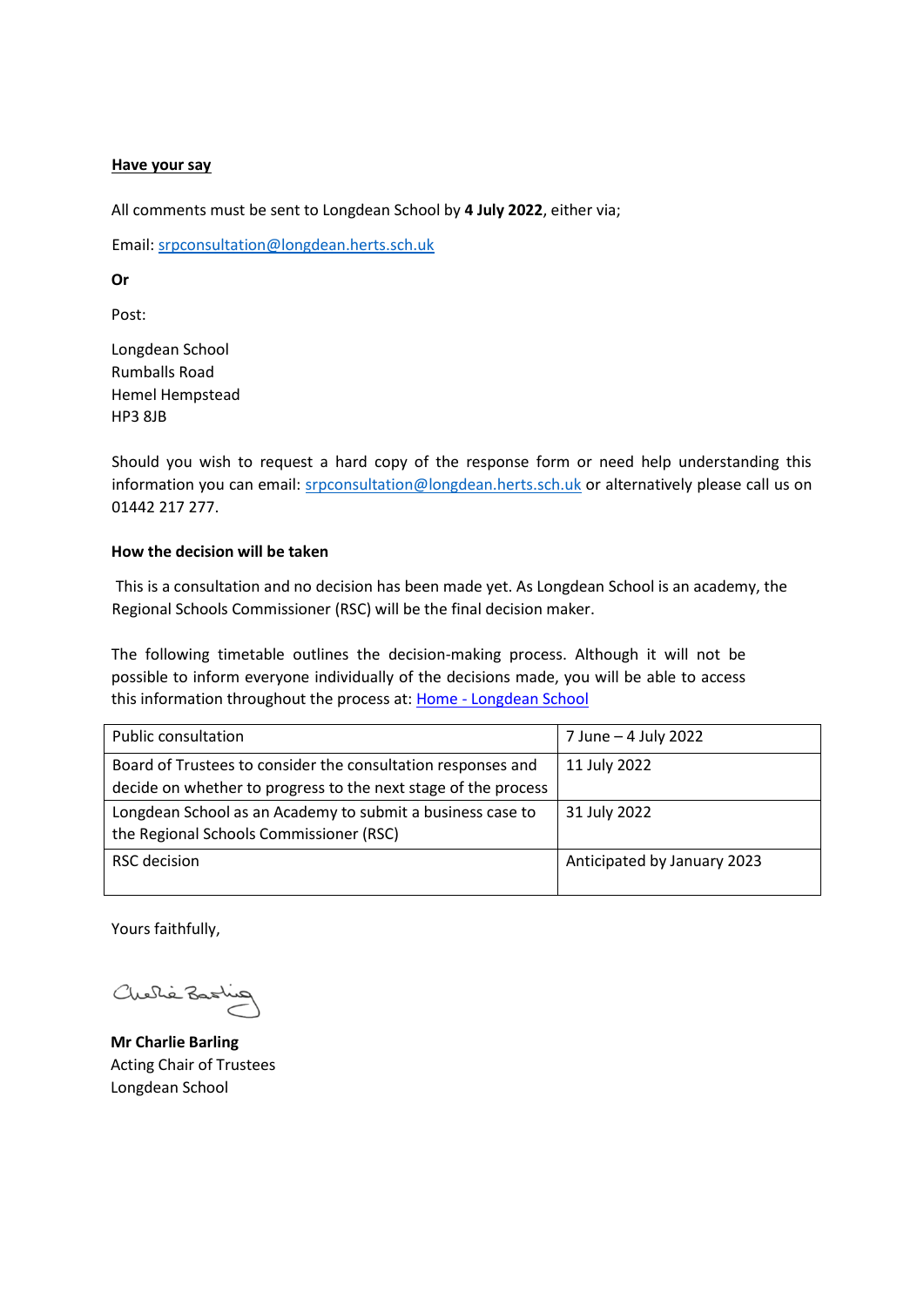**<u>Have your say</u>**

All comments must be sent to Longdean School by **4 July 2022**, either via;

Email: [srpconsultation@longdean.herts.sch.uk](mailto:srpconsultation@longdean.herts.sch.uk)

**Or**

Post:

Longdean School
Rumballs Road
Hemel Hempstead
HP3 8JB

Should you wish to request a hard copy of the response form or need help understanding this information you can email: [srpconsultation@longdean.herts.sch.uk](mailto:srpconsultation@longdean.herts.sch.uk) or alternatively please call us on 01442 217 277.

**How the decision will be taken**

This is a consultation and no decision has been made yet. As Longdean School is an academy, the Regional Schools Commissioner (RSC) will be the final decision maker.

The following timetable outlines the decision-making process. Although it will not be possible to inform everyone individually of the decisions made, you will be able to access this information throughout the process at: [Home - Longdean School]()

| | |
|---|---|
| Public consultation | 7 June – 4 July 2022 |
| Board of Trustees to consider the consultation responses and decide on whether to progress to the next stage of the process | 11 July 2022 |
| Longdean School as an Academy to submit a business case to the Regional Schools Commissioner (RSC) | 31 July 2022 |
| RSC decision | Anticipated by January 2023 |

Yours faithfully,

Charlie Barling

**Mr Charlie Barling**
Acting Chair of Trustees
Longdean School